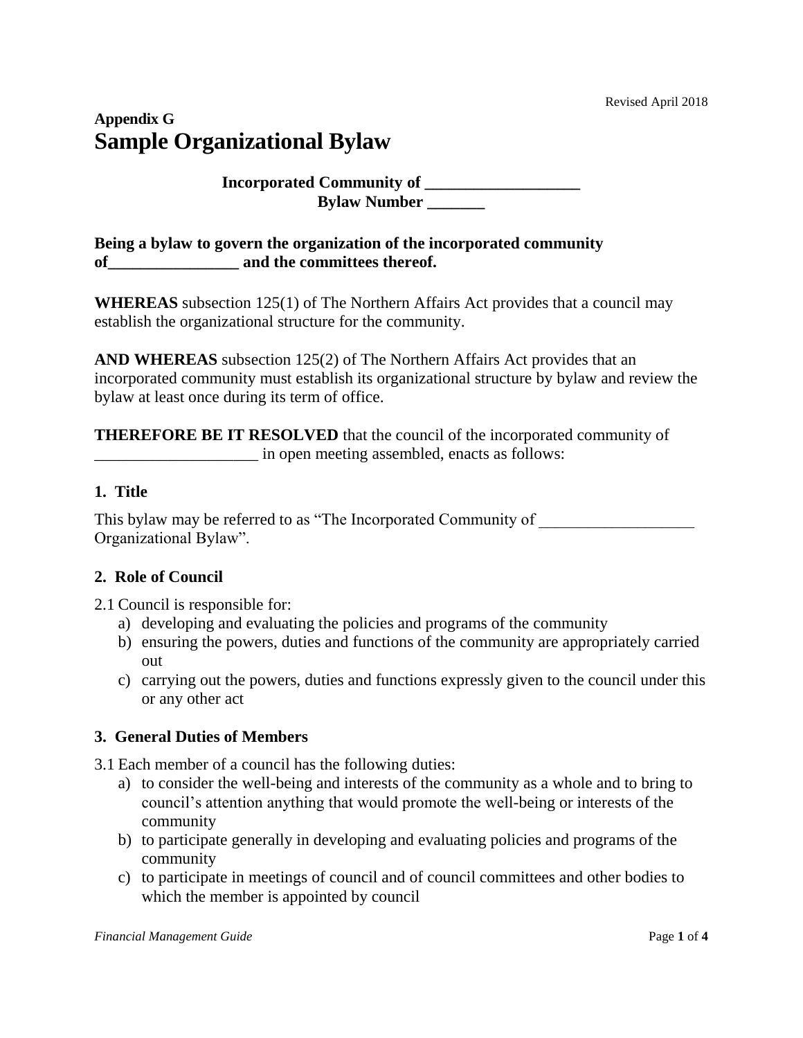Revised April 2018

**Appendix G**

# Sample Organizational Bylaw

**Incorporated Community of ___________________**
**Bylaw Number _______**

**Being a bylaw to govern the organization of the incorporated community of________________ and the committees thereof.**

**WHEREAS** subsection 125(1) of The Northern Affairs Act provides that a council may establish the organizational structure for the community.

**AND WHEREAS** subsection 125(2) of The Northern Affairs Act provides that an incorporated community must establish its organizational structure by bylaw and review the bylaw at least once during its term of office.

**THEREFORE BE IT RESOLVED** that the council of the incorporated community of ____________________ in open meeting assembled, enacts as follows:

### 1. Title

This bylaw may be referred to as "The Incorporated Community of ___________________ Organizational Bylaw".

### 2. Role of Council

2.1 Council is responsible for:

a) developing and evaluating the policies and programs of the community
b) ensuring the powers, duties and functions of the community are appropriately carried out
c) carrying out the powers, duties and functions expressly given to the council under this or any other act

### 3. General Duties of Members

3.1 Each member of a council has the following duties:

a) to consider the well-being and interests of the community as a whole and to bring to council's attention anything that would promote the well-being or interests of the community
b) to participate generally in developing and evaluating policies and programs of the community
c) to participate in meetings of council and of council committees and other bodies to which the member is appointed by council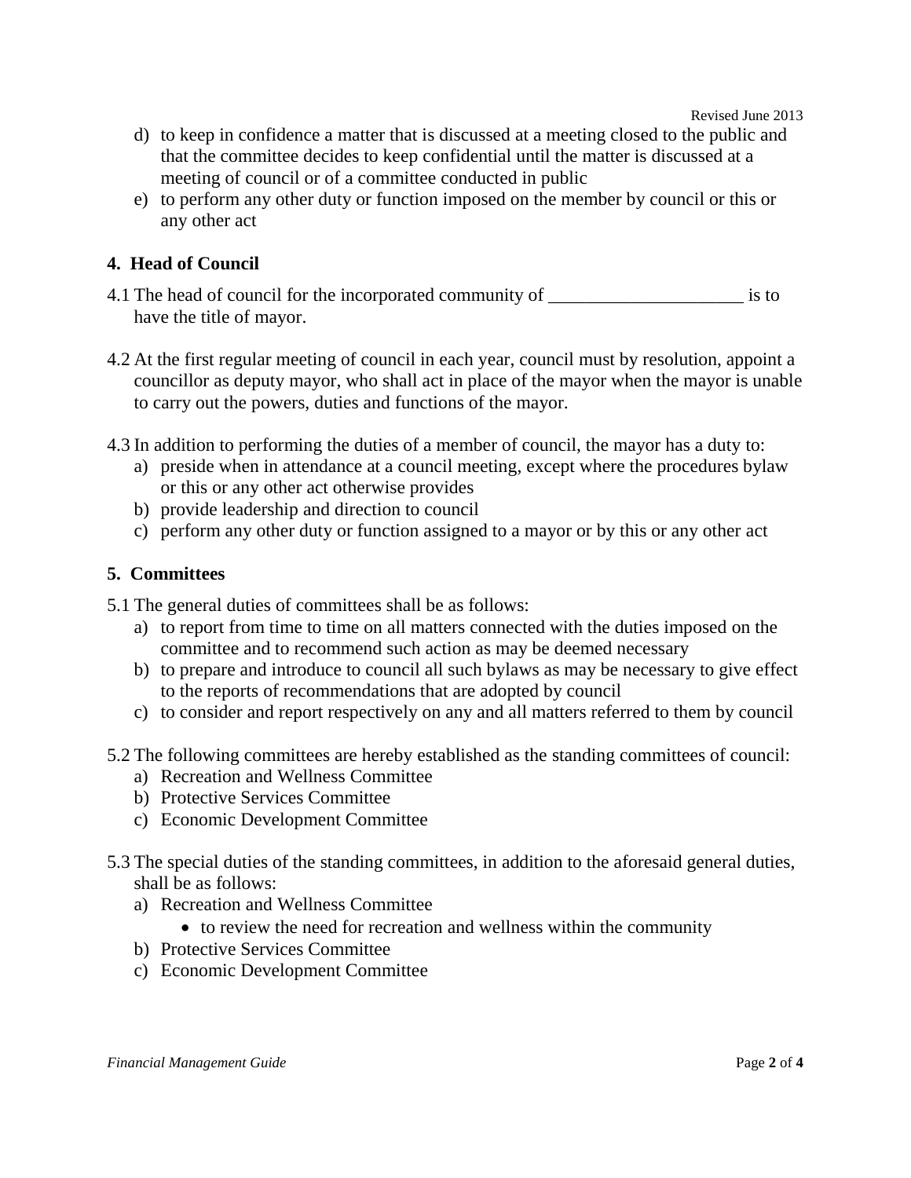d) to keep in confidence a matter that is discussed at a meeting closed to the public and that the committee decides to keep confidential until the matter is discussed at a meeting of council or of a committee conducted in public

e) to perform any other duty or function imposed on the member by council or this or any other act

## 4. Head of Council

4.1 The head of council for the incorporated community of _____________________ is to have the title of mayor.

4.2 At the first regular meeting of council in each year, council must by resolution, appoint a councillor as deputy mayor, who shall act in place of the mayor when the mayor is unable to carry out the powers, duties and functions of the mayor.

4.3 In addition to performing the duties of a member of council, the mayor has a duty to:

a) preside when in attendance at a council meeting, except where the procedures bylaw or this or any other act otherwise provides

b) provide leadership and direction to council

c) perform any other duty or function assigned to a mayor or by this or any other act

## 5. Committees

5.1 The general duties of committees shall be as follows:

a) to report from time to time on all matters connected with the duties imposed on the committee and to recommend such action as may be deemed necessary

b) to prepare and introduce to council all such bylaws as may be necessary to give effect to the reports of recommendations that are adopted by council

c) to consider and report respectively on any and all matters referred to them by council

5.2 The following committees are hereby established as the standing committees of council:

a) Recreation and Wellness Committee

b) Protective Services Committee

c) Economic Development Committee

5.3 The special duties of the standing committees, in addition to the aforesaid general duties, shall be as follows:

a) Recreation and Wellness Committee
   - to review the need for recreation and wellness within the community

b) Protective Services Committee

c) Economic Development Committee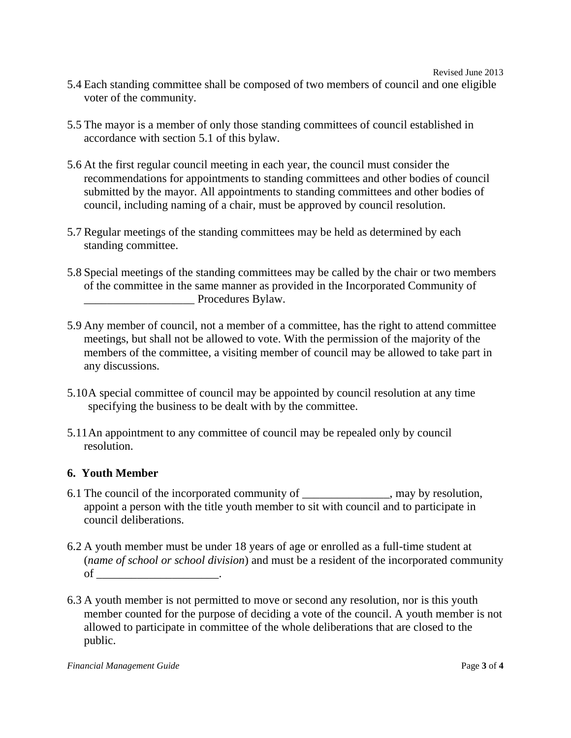5.4 Each standing committee shall be composed of two members of council and one eligible voter of the community.

5.5 The mayor is a member of only those standing committees of council established in accordance with section 5.1 of this bylaw.

5.6 At the first regular council meeting in each year, the council must consider the recommendations for appointments to standing committees and other bodies of council submitted by the mayor. All appointments to standing committees and other bodies of council, including naming of a chair, must be approved by council resolution.

5.7 Regular meetings of the standing committees may be held as determined by each standing committee.

5.8 Special meetings of the standing committees may be called by the chair or two members of the committee in the same manner as provided in the Incorporated Community of ___________________ Procedures Bylaw.

5.9 Any member of council, not a member of a committee, has the right to attend committee meetings, but shall not be allowed to vote. With the permission of the majority of the members of the committee, a visiting member of council may be allowed to take part in any discussions.

5.10 A special committee of council may be appointed by council resolution at any time specifying the business to be dealt with by the committee.

5.11 An appointment to any committee of council may be repealed only by council resolution.

## 6. Youth Member

6.1 The council of the incorporated community of _______________, may by resolution, appoint a person with the title youth member to sit with council and to participate in council deliberations.

6.2 A youth member must be under 18 years of age or enrolled as a full-time student at (*name of school or school division*) and must be a resident of the incorporated community of _____________________.

6.3 A youth member is not permitted to move or second any resolution, nor is this youth member counted for the purpose of deciding a vote of the council. A youth member is not allowed to participate in committee of the whole deliberations that are closed to the public.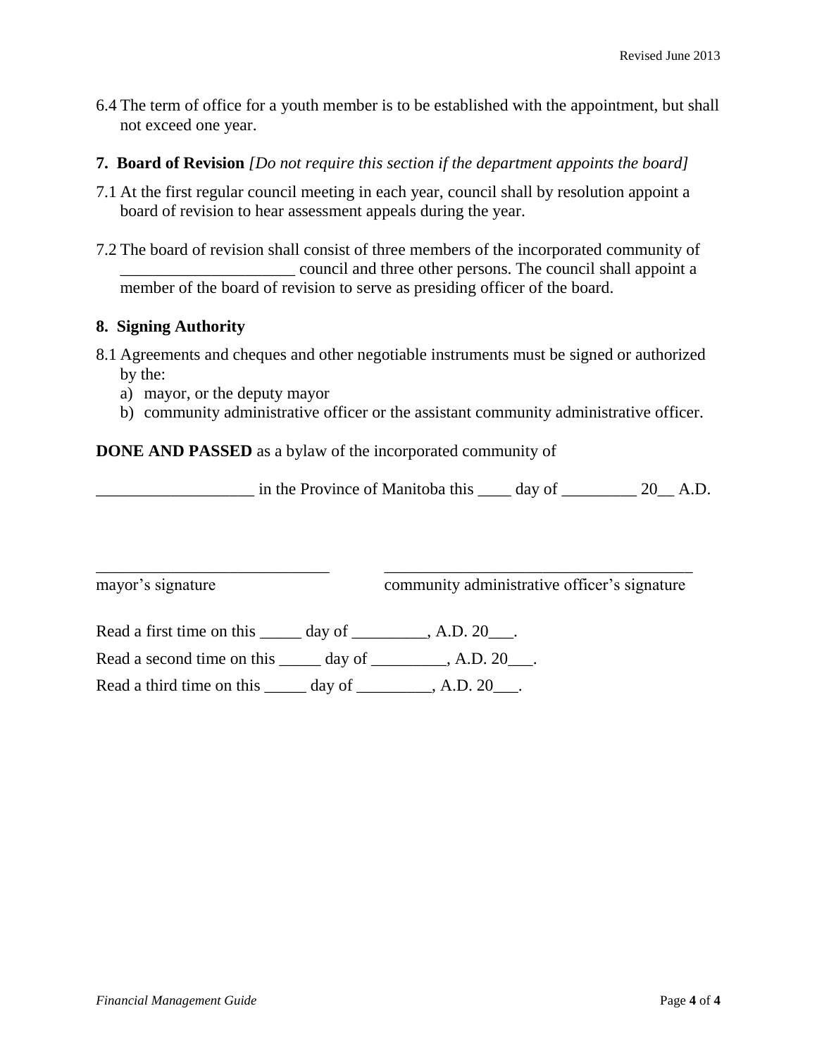6.4 The term of office for a youth member is to be established with the appointment, but shall not exceed one year.

**7. Board of Revision** *[Do not require this section if the department appoints the board]*

7.1 At the first regular council meeting in each year, council shall by resolution appoint a board of revision to hear assessment appeals during the year.

7.2 The board of revision shall consist of three members of the incorporated community of _____________________ council and three other persons. The council shall appoint a member of the board of revision to serve as presiding officer of the board.

**8. Signing Authority**

8.1 Agreements and cheques and other negotiable instruments must be signed or authorized by the:

a) mayor, or the deputy mayor
b) community administrative officer or the assistant community administrative officer.

**DONE AND PASSED** as a bylaw of the incorporated community of

___________________ in the Province of Manitoba this ____ day of _________ 20__ A.D.

____________________________ _____________________________________

mayor's signature community administrative officer's signature

Read a first time on this _____ day of _________, A.D. 20___.

Read a second time on this _____ day of _________, A.D. 20___.

Read a third time on this _____ day of _________, A.D. 20___.